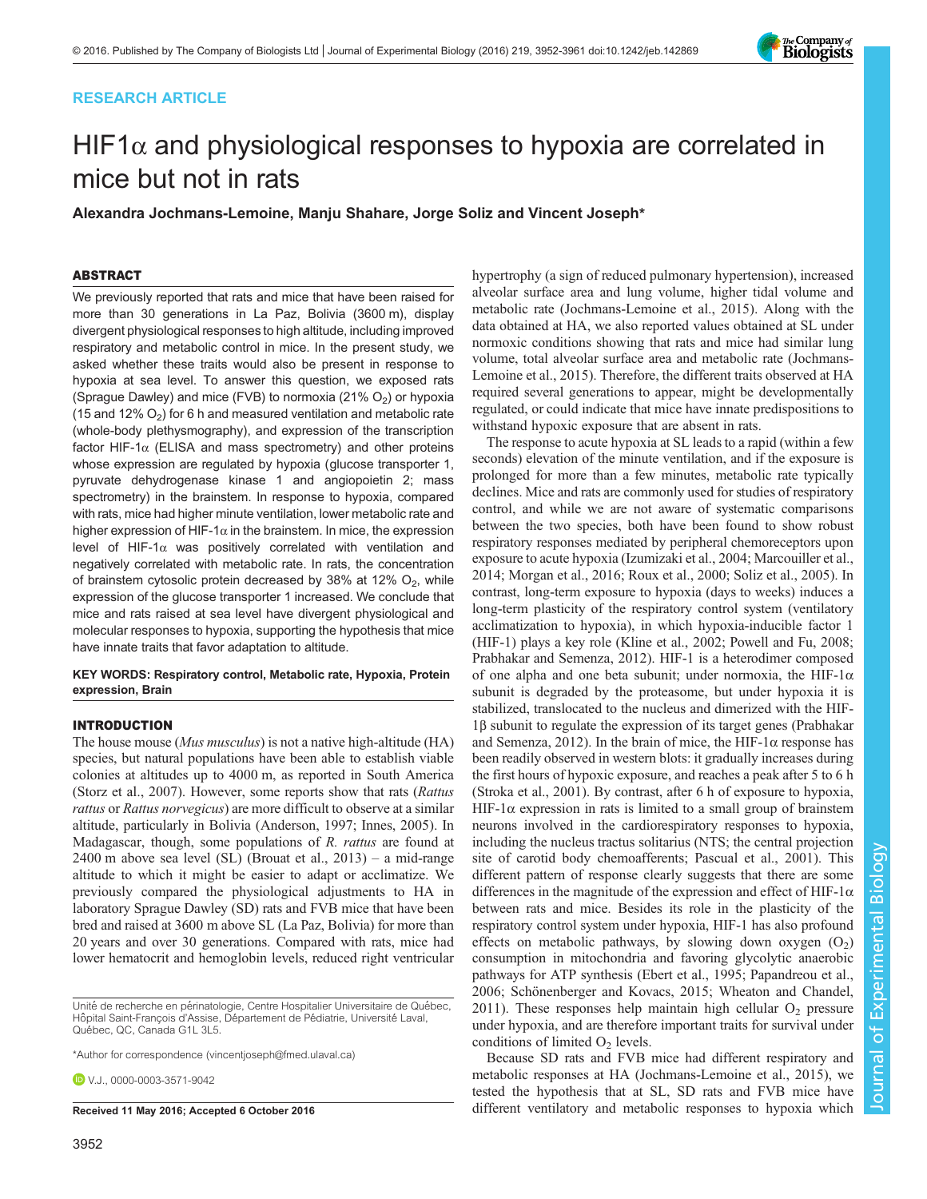RESEARCH ARTICLE

# HIF1α and physiological responses to hypoxia are correlated in mice but not in rats

**Alexandra Jochmans-Lemoine, Manju Shahare, Jorge Soliz and Vincent Joseph***

## ABSTRACT

We previously reported that rats and mice that have been raised for more than 30 generations in La Paz, Bolivia (3600 m), display divergent physiological responses to high altitude, including improved respiratory and metabolic control in mice. In the present study, we asked whether these traits would also be present in response to hypoxia at sea level. To answer this question, we exposed rats (Sprague Dawley) and mice (FVB) to normoxia (21% $O_2$) or hypoxia (15 and 12% $O_2$) for 6 h and measured ventilation and metabolic rate (whole-body plethysmography), and expression of the transcription factor HIF-1α (ELISA and mass spectrometry) and other proteins whose expression are regulated by hypoxia (glucose transporter 1, pyruvate dehydrogenase kinase 1 and angiopoietin 2; mass spectrometry) in the brainstem. In response to hypoxia, compared with rats, mice had higher minute ventilation, lower metabolic rate and higher expression of HIF-1α in the brainstem. In mice, the expression level of HIF-1α was positively correlated with ventilation and negatively correlated with metabolic rate. In rats, the concentration of brainstem cytosolic protein decreased by 38% at 12% $O_2$, while expression of the glucose transporter 1 increased. We conclude that mice and rats raised at sea level have divergent physiological and molecular responses to hypoxia, supporting the hypothesis that mice have innate traits that favor adaptation to altitude.

**KEY WORDS: Respiratory control, Metabolic rate, Hypoxia, Protein expression, Brain**

## INTRODUCTION

The house mouse (*Mus musculus*) is not a native high-altitude (HA) species, but natural populations have been able to establish viable colonies at altitudes up to 4000 m, as reported in South America (Storz et al., 2007). However, some reports show that rats (*Rattus rattus* or *Rattus norvegicus*) are more difficult to observe at a similar altitude, particularly in Bolivia (Anderson, 1997; Innes, 2005). In Madagascar, though, some populations of *R. rattus* are found at 2400 m above sea level (SL) (Brouat et al., 2013) – a mid-range altitude to which it might be easier to adapt or acclimatize. We previously compared the physiological adjustments to HA in laboratory Sprague Dawley (SD) rats and FVB mice that have been bred and raised at 3600 m above SL (La Paz, Bolivia) for more than 20 years and over 30 generations. Compared with rats, mice had lower hematocrit and hemoglobin levels, reduced right ventricular hypertrophy (a sign of reduced pulmonary hypertension), increased alveolar surface area and lung volume, higher tidal volume and metabolic rate (Jochmans-Lemoine et al., 2015). Along with the data obtained at HA, we also reported values obtained at SL under normoxic conditions showing that rats and mice had similar lung volume, total alveolar surface area and metabolic rate (Jochmans-Lemoine et al., 2015). Therefore, the different traits observed at HA required several generations to appear, might be developmentally regulated, or could indicate that mice have innate predispositions to withstand hypoxic exposure that are absent in rats.

The response to acute hypoxia at SL leads to a rapid (within a few seconds) elevation of the minute ventilation, and if the exposure is prolonged for more than a few minutes, metabolic rate typically declines. Mice and rats are commonly used for studies of respiratory control, and while we are not aware of systematic comparisons between the two species, both have been found to show robust respiratory responses mediated by peripheral chemoreceptors upon exposure to acute hypoxia (Izumizaki et al., 2004; Marcouiller et al., 2014; Morgan et al., 2016; Roux et al., 2000; Soliz et al., 2005). In contrast, long-term exposure to hypoxia (days to weeks) induces a long-term plasticity of the respiratory control system (ventilatory acclimatization to hypoxia), in which hypoxia-inducible factor 1 (HIF-1) plays a key role (Kline et al., 2002; Powell and Fu, 2008; Prabhakar and Semenza, 2012). HIF-1 is a heterodimer composed of one alpha and one beta subunit; under normoxia, the HIF-1α subunit is degraded by the proteasome, but under hypoxia it is stabilized, translocated to the nucleus and dimerized with the HIF-1β subunit to regulate the expression of its target genes (Prabhakar and Semenza, 2012). In the brain of mice, the HIF-1α response has been readily observed in western blots: it gradually increases during the first hours of hypoxic exposure, and reaches a peak after 5 to 6 h (Stroka et al., 2001). By contrast, after 6 h of exposure to hypoxia, HIF-1α expression in rats is limited to a small group of brainstem neurons involved in the cardiorespiratory responses to hypoxia, including the nucleus tractus solitarius (NTS; the central projection site of carotid body chemoreceptors; Pascual et al., 2001). This different pattern of response clearly suggests that there are some differences in the magnitude of the expression and effect of HIF-1α between rats and mice. Besides its role in the plasticity of the respiratory control system under hypoxia, HIF-1 has also profound effects on metabolic pathways, by slowing down oxygen ($O_2$) consumption in mitochondria and favoring glycolytic anaerobic pathways for ATP synthesis (Ebert et al., 1995; Papandreou et al., 2006; Schönenberger and Kovacs, 2015; Wheaton and Chandel, 2011). These responses help maintain high cellular $O_2$ pressure under hypoxia, and are therefore important traits for survival under conditions of limited $O_2$ levels.

Because SD rats and FVB mice had different respiratory and metabolic responses at HA (Jochmans-Lemoine et al., 2015), we tested the hypothesis that at SL, SD rats and FVB mice have different ventilatory and metabolic responses to hypoxia which

Unité de recherche en périnatologie, Centre Hospitalier Universitaire de Québec, Hôpital Saint-François d'Assise, Département de Pédiatrie, Université Laval, Québec, QC, Canada G1L 3L5.

*Author for correspondence (vincentjoseph@fmed.ulaval.ca)

V.J., 0000-0003-3571-9042

**Received 11 May 2016; Accepted 6 October 2016**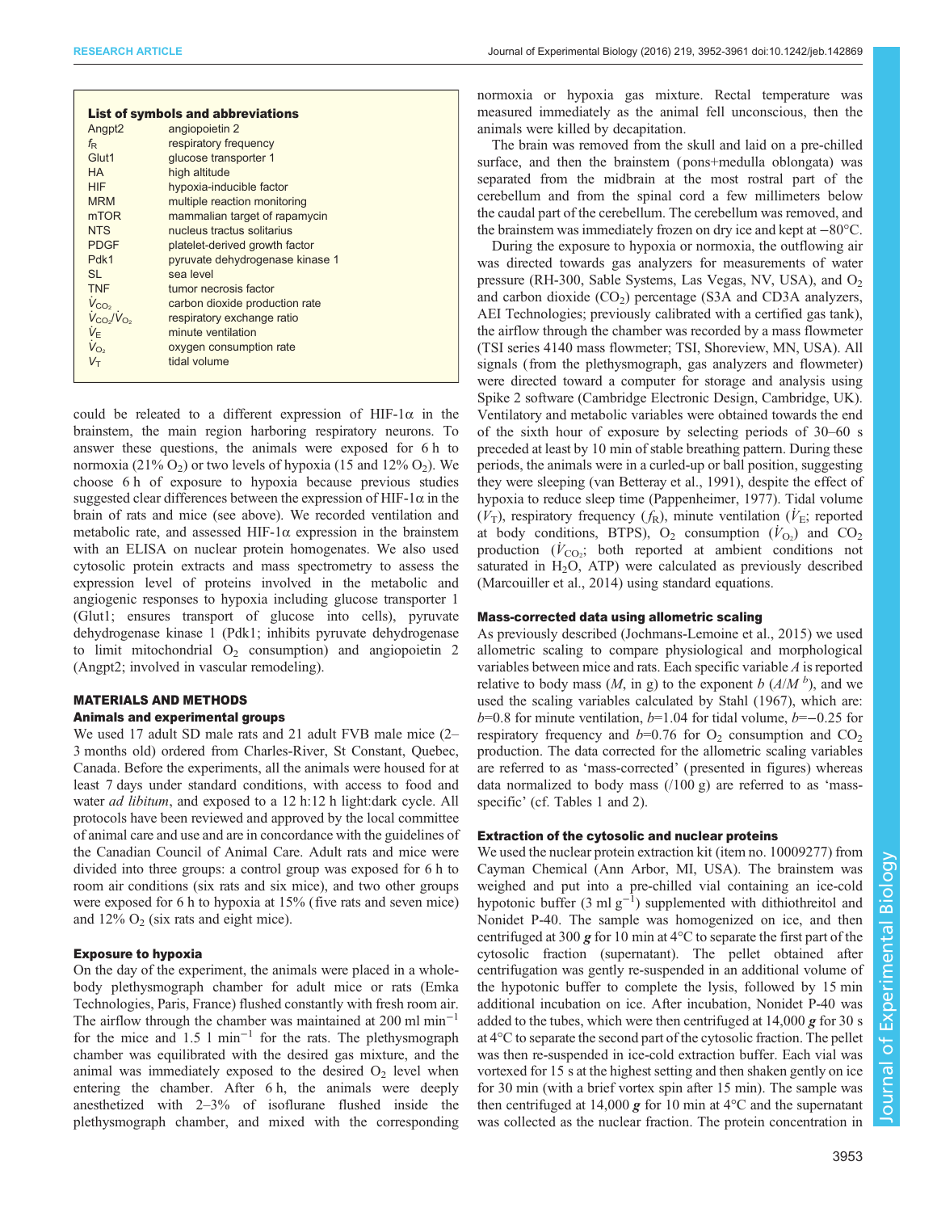| List of symbols and abbreviations | |
|---|---|
| Angpt2 | angiopoietin 2 |
| $f_R$ | respiratory frequency |
| Glut1 | glucose transporter 1 |
| HA | high altitude |
| HIF | hypoxia-inducible factor |
| MRM | multiple reaction monitoring |
| mTOR | mammalian target of rapamycin |
| NTS | nucleus tractus solitarius |
| PDGF | platelet-derived growth factor |
| Pdk1 | pyruvate dehydrogenase kinase 1 |
| SL | sea level |
| TNF | tumor necrosis factor |
| $\dot{V}_{CO_2}$ | carbon dioxide production rate |
| $\dot{V}_{CO_2}/\dot{V}_{O_2}$ | respiratory exchange ratio |
| $\dot{V}_E$ | minute ventilation |
| $\dot{V}_{O_2}$ | oxygen consumption rate |
| $V_T$ | tidal volume |

could be releated to a different expression of HIF-1α in the brainstem, the main region harboring respiratory neurons. To answer these questions, the animals were exposed for 6 h to normoxia (21% $O_2$) or two levels of hypoxia (15 and 12% $O_2$). We choose 6 h of exposure to hypoxia because previous studies suggested clear differences between the expression of HIF-1α in the brain of rats and mice (see above). We recorded ventilation and metabolic rate, and assessed HIF-1α expression in the brainstem with an ELISA on nuclear protein homogenates. We also used cytosolic protein extracts and mass spectrometry to assess the expression level of proteins involved in the metabolic and angiogenic responses to hypoxia including glucose transporter 1 (Glut1; ensures transport of glucose into cells), pyruvate dehydrogenase kinase 1 (Pdk1; inhibits pyruvate dehydrogenase to limit mitochondrial $O_2$ consumption) and angiopoietin 2 (Angpt2; involved in vascular remodeling).

## MATERIALS AND METHODS

### Animals and experimental groups

We used 17 adult SD male rats and 21 adult FVB male mice (2–3 months old) ordered from Charles-River, St Constant, Quebec, Canada. Before the experiments, all the animals were housed for at least 7 days under standard conditions, with access to food and water *ad libitum*, and exposed to a 12 h:12 h light:dark cycle. All protocols have been reviewed and approved by the local committee of animal care and use and are in concordance with the guidelines of the Canadian Council of Animal Care. Adult rats and mice were divided into three groups: a control group was exposed for 6 h to room air conditions (six rats and six mice), and two other groups were exposed for 6 h to hypoxia at 15% (five rats and seven mice) and 12% $O_2$ (six rats and eight mice).

### Exposure to hypoxia

On the day of the experiment, the animals were placed in a whole-body plethysmograph chamber for adult mice or rats (Emka Technologies, Paris, France) flushed constantly with fresh room air. The airflow through the chamber was maintained at 200 ml $min^{-1}$ for the mice and 1.5 l $min^{-1}$ for the rats. The plethysmograph chamber was equilibrated with the desired gas mixture, and the animal was immediately exposed to the desired $O_2$ level when entering the chamber. After 6 h, the animals were deeply anesthetized with 2–3% of isoflurane flushed inside the plethysmograph chamber, and mixed with the corresponding normoxia or hypoxia gas mixture. Rectal temperature was measured immediately as the animal fell unconscious, then the animals were killed by decapitation.

The brain was removed from the skull and laid on a pre-chilled surface, and then the brainstem (pons+medulla oblongata) was separated from the midbrain at the most rostral part of the cerebellum and from the spinal cord a few millimeters below the caudal part of the cerebellum. The cerebellum was removed, and the brainstem was immediately frozen on dry ice and kept at −80°C.

During the exposure to hypoxia or normoxia, the outflowing air was directed towards gas analyzers for measurements of water pressure (RH-300, Sable Systems, Las Vegas, NV, USA), and $O_2$ and carbon dioxide ($CO_2$) percentage (S3A and CD3A analyzers, AEI Technologies; previously calibrated with a certified gas tank), the airflow through the chamber was recorded by a mass flowmeter (TSI series 4140 mass flowmeter; TSI, Shoreview, MN, USA). All signals (from the plethysmograph, gas analyzers and flowmeter) were directed toward a computer for storage and analysis using Spike 2 software (Cambridge Electronic Design, Cambridge, UK). Ventilatory and metabolic variables were obtained towards the end of the sixth hour of exposure by selecting periods of 30–60 s preceded at least by 10 min of stable breathing pattern. During these periods, the animals were in a curled-up or ball position, suggesting they were sleeping (van Betteray et al., 1991), despite the effect of hypoxia to reduce sleep time (Pappenheimer, 1977). Tidal volume ($V_T$), respiratory frequency ($f_R$), minute ventilation ($\dot{V}_E$; reported at body conditions, BTPS), $O_2$ consumption ($\dot{V}_{O_2}$) and $CO_2$ production ($\dot{V}_{CO_2}$; both reported at ambient conditions not saturated in $H_2O$, ATP) were calculated as previously described (Marcouiller et al., 2014) using standard equations.

### Mass-corrected data using allometric scaling

As previously described (Jochmans-Lemoine et al., 2015) we used allometric scaling to compare physiological and morphological variables between mice and rats. Each specific variable *A* is reported relative to body mass (*M*, in g) to the exponent *b* ($A/M^b$), and we used the scaling variables calculated by Stahl (1967), which are: $b$=0.8 for minute ventilation, $b$=1.04 for tidal volume, $b$=−0.25 for respiratory frequency and $b$=0.76 for $O_2$ consumption and $CO_2$ production. The data corrected for the allometric scaling variables are referred to as 'mass-corrected' (presented in figures) whereas data normalized to body mass (/100 g) are referred to as 'mass-specific' (cf. Tables 1 and 2).

### Extraction of the cytosolic and nuclear proteins

We used the nuclear protein extraction kit (item no. 10009277) from Cayman Chemical (Ann Arbor, MI, USA). The brainstem was weighed and put into a pre-chilled vial containing an ice-cold hypotonic buffer (3 ml $g^{-1}$) supplemented with dithiothreitol and Nonidet P-40. The sample was homogenized on ice, and then centrifuged at 300 ***g*** for 10 min at 4°C to separate the first part of the cytosolic fraction (supernatant). The pellet obtained after centrifugation was gently re-suspended in an additional volume of the hypotonic buffer to complete the lysis, followed by 15 min additional incubation on ice. After incubation, Nonidet P-40 was added to the tubes, which were then centrifuged at 14,000 ***g*** for 30 s at 4°C to separate the second part of the cytosolic fraction. The pellet was then re-suspended in ice-cold extraction buffer. Each vial was vortexed for 15 s at the highest setting and then shaken gently on ice for 30 min (with a brief vortex spin after 15 min). The sample was then centrifuged at 14,000 ***g*** for 10 min at 4°C and the supernatant was collected as the nuclear fraction. The protein concentration in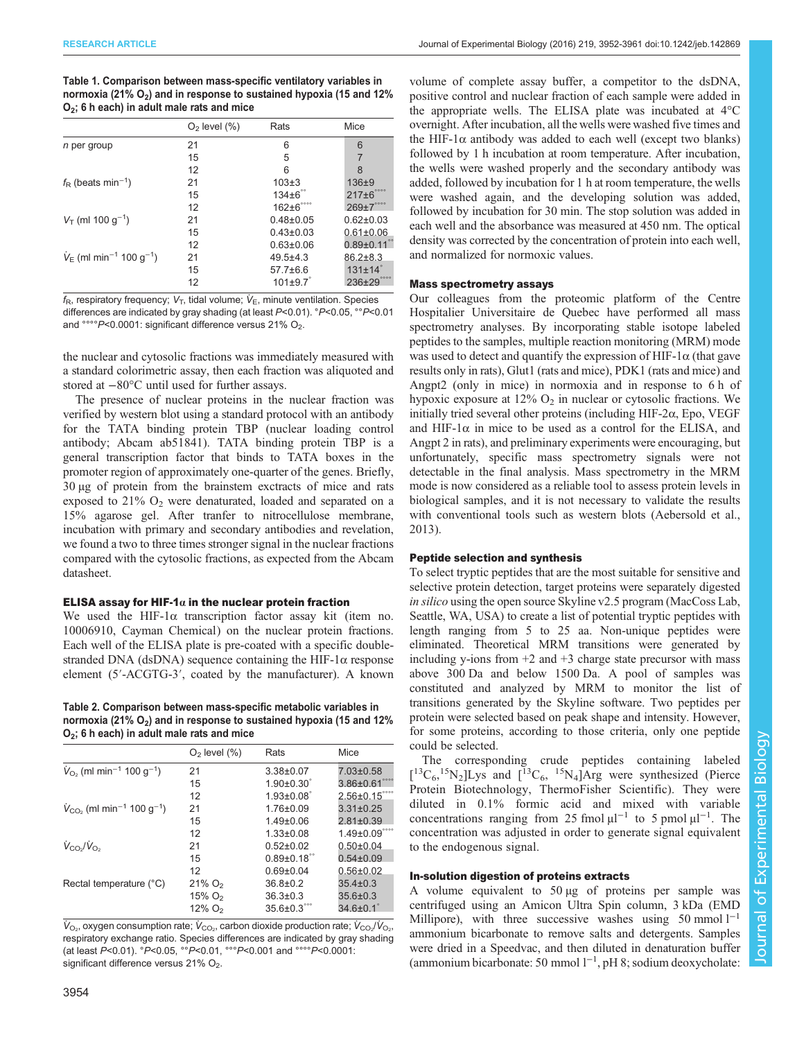**Table 1. Comparison between mass-specific ventilatory variables in normoxia (21% $O_2$) and in response to sustained hypoxia (15 and 12% $O_2$; 6 h each) in adult male rats and mice**

| | $O_2$ level (%) | Rats | Mice |
|---|---|---|---|
| *n* per group | 21 | 6 | 6 |
| | 15 | 5 | 7 |
| | 12 | 6 | 8 |
| $f_R$ (beats min$^{-1}$) | 21 | 103±3 | 136±9 |
| | 15 | 134±6°° | 217±6°°°° |
| | 12 | 162±6°°°° | 269±7°°°° |
| $V_T$ (ml 100 g$^{-1}$) | 21 | 0.48±0.05 | 0.62±0.03 |
| | 15 | 0.43±0.03 | 0.61±0.06 |
| | 12 | 0.63±0.06 | 0.89±0.11°° |
| $\dot{V}_E$ (ml min$^{-1}$ 100 g$^{-1}$) | 21 | 49.5±4.3 | 86.2±8.3 |
| | 15 | 57.7±6.6 | 131±14° |
| | 12 | 101±9.7° | 236±29°°°° |

$f_R$, respiratory frequency; $V_T$, tidal volume; $\dot{V}_E$, minute ventilation. Species differences are indicated by gray shading (at least $P$<0.01). °$P$<0.05, °°$P$<0.01 and °°°°$P$<0.0001: significant difference versus 21% $O_2$.

the nuclear and cytosolic fractions was immediately measured with a standard colorimetric assay, then each fraction was aliquoted and stored at −80°C until used for further assays.

The presence of nuclear proteins in the nuclear fraction was verified by western blot using a standard protocol with an antibody for the TATA binding protein TBP (nuclear loading control antibody; Abcam ab51841). TATA binding protein TBP is a general transcription factor that binds to TATA boxes in the promoter region of approximately one-quarter of the genes. Briefly, 30 µg of protein from the brainstem exctracts of mice and rats exposed to 21% $O_2$ were denatured, loaded and separated on a 15% agarose gel. After tranfer to nitrocellulose membrane, incubation with primary and secondary antibodies and revelation, we found a two to three times stronger signal in the nuclear fractions compared with the cytosolic fractions, as expected from the Abcam datasheet.

### ELISA assay for HIF-1α in the nuclear protein fraction

We used the HIF-1α transcription factor assay kit (item no. 10006910, Cayman Chemical) on the nuclear protein fractions. Each well of the ELISA plate is pre-coated with a specific double-stranded DNA (dsDNA) sequence containing the HIF-1α response element (5′-ACGTG-3′, coated by the manufacturer). A known

**Table 2. Comparison between mass-specific metabolic variables in normoxia (21% $O_2$) and in response to sustained hypoxia (15 and 12% $O_2$; 6 h each) in adult male rats and mice**

| | $O_2$ level (%) | Rats | Mice |
|---|---|---|---|
| $\dot{V}_{O_2}$ (ml min$^{-1}$ 100 g$^{-1}$) | 21 | 3.38±0.07 | 7.03±0.58 |
| | 15 | 1.90±0.30° | 3.86±0.61°°°° |
| | 12 | 1.93±0.08° | 2.56±0.15°°°° |
| $\dot{V}_{CO_2}$ (ml min$^{-1}$ 100 g$^{-1}$) | 21 | 1.76±0.09 | 3.31±0.25 |
| | 15 | 1.49±0.06 | 2.81±0.39 |
| | 12 | 1.33±0.08 | 1.49±0.09°°°° |
| $\dot{V}_{CO_2}/\dot{V}_{O_2}$ | 21 | 0.52±0.02 | 0.50±0.04 |
| | 15 | 0.89±0.18°° | 0.54±0.09 |
| | 12 | 0.69±0.04 | 0.56±0.02 |
| Rectal temperature (°C) | 21% $O_2$ | 36.8±0.2 | 35.4±0.3 |
| | 15% $O_2$ | 36.3±0.3 | 35.6±0.3 |
| | 12% $O_2$ | 35.6±0.3°°° | 34.6±0.1° |

$\dot{V}_{O_2}$, oxygen consumption rate; $\dot{V}_{CO_2}$, carbon dioxide production rate; $\dot{V}_{CO_2}/\dot{V}_{O_2}$, respiratory exchange ratio. Species differences are indicated by gray shading (at least $P$<0.01). °$P$<0.05, °°$P$<0.01, °°°$P$<0.001 and °°°°$P$<0.0001: significant difference versus 21% $O_2$.

volume of complete assay buffer, a competitor to the dsDNA, positive control and nuclear fraction of each sample were added in the appropriate wells. The ELISA plate was incubated at 4°C overnight. After incubation, all the wells were washed five times and the HIF-1α antibody was added to each well (except two blanks) followed by 1 h incubation at room temperature. After incubation, the wells were washed properly and the secondary antibody was added, followed by incubation for 1 h at room temperature, the wells were washed again, and the developing solution was added, followed by incubation for 30 min. The stop solution was added in each well and the absorbance was measured at 450 nm. The optical density was corrected by the concentration of protein into each well, and normalized for normoxic values.

### Mass spectrometry assays

Our colleagues from the proteomic platform of the Centre Hospitalier Universitaire de Quebec have performed all mass spectrometry analyses. By incorporating stable isotope labeled peptides to the samples, multiple reaction monitoring (MRM) mode was used to detect and quantify the expression of HIF-1α (that gave results only in rats), Glut1 (rats and mice), PDK1 (rats and mice) and Angpt2 (only in mice) in normoxia and in response to 6 h of hypoxic exposure at 12% $O_2$ in nuclear or cytosolic fractions. We initially tried several other proteins (including HIF-2α, Epo, VEGF and HIF-1α in mice to be used as a control for the ELISA, and Angpt 2 in rats), and preliminary experiments were encouraging, but unfortunately, specific mass spectrometry signals were not detectable in the final analysis. Mass spectrometry in the MRM mode is now considered as a reliable tool to assess protein levels in biological samples, and it is not necessary to validate the results with conventional tools such as western blots (Aebersold et al., 2013).

### Peptide selection and synthesis

To select tryptic peptides that are the most suitable for sensitive and selective protein detection, target proteins were separately digested *in silico* using the open source Skyline v2.5 program (MacCoss Lab, Seattle, WA, USA) to create a list of potential tryptic peptides with length ranging from 5 to 25 aa. Non-unique peptides were eliminated. Theoretical MRM transitions were generated by including y-ions from +2 and +3 charge state precursor with mass above 300 Da and below 1500 Da. A pool of samples was constituted and analyzed by MRM to monitor the list of transitions generated by the Skyline software. Two peptides per protein were selected based on peak shape and intensity. However, for some proteins, according to those criteria, only one peptide could be selected.

The corresponding crude peptides containing labeled [$^{13}C_6$,$^{15}N_2$]Lys and [$^{13}C_6$, $^{15}N_4$]Arg were synthesized (Pierce Protein Biotechnology, ThermoFisher Scientific). They were diluted in 0.1% formic acid and mixed with variable concentrations ranging from 25 fmol µl$^{-1}$ to 5 pmol µl$^{-1}$. The concentration was adjusted in order to generate signal equivalent to the endogenous signal.

### In-solution digestion of proteins extracts

A volume equivalent to 50 µg of proteins per sample was centrifuged using an Amicon Ultra Spin column, 3 kDa (EMD Millipore), with three successive washes using 50 mmol l$^{-1}$ ammonium bicarbonate to remove salts and detergents. Samples were dried in a Speedvac, and then diluted in denaturation buffer (ammonium bicarbonate: 50 mmol l$^{-1}$, pH 8; sodium deoxycholate: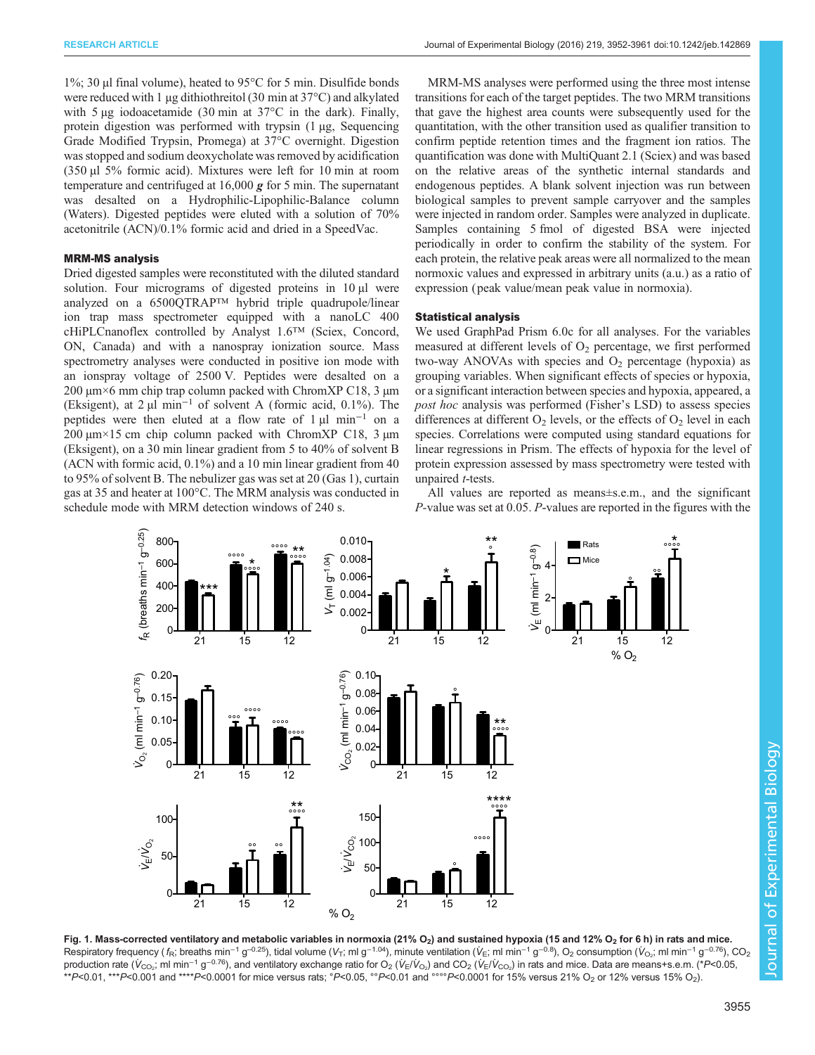1%; 30 µl final volume), heated to 95°C for 5 min. Disulfide bonds were reduced with 1 µg dithiothreitol (30 min at 37°C) and alkylated with 5 µg iodoacetamide (30 min at 37°C in the dark). Finally, protein digestion was performed with trypsin (1 µg, Sequencing Grade Modified Trypsin, Promega) at 37°C overnight. Digestion was stopped and sodium deoxycholate was removed by acidification (350 µl 5% formic acid). Mixtures were left for 10 min at room temperature and centrifuged at 16,000 ***g*** for 5 min. The supernatant was desalted on a Hydrophilic-Lipophilic-Balance column (Waters). Digested peptides were eluted with a solution of 70% acetonitrile (ACN)/0.1% formic acid and dried in a SpeedVac.

### MRM-MS analysis

Dried digested samples were reconstituted with the diluted standard solution. Four micrograms of digested proteins in 10 µl were analyzed on a 6500QTRAP™ hybrid triple quadrupole/linear ion trap mass spectrometer equipped with a nanoLC 400 cHiPLCnanoflex controlled by Analyst 1.6™ (Sciex, Concord, ON, Canada) and with a nanospray ionization source. Mass spectrometry analyses were conducted in positive ion mode with an ionspray voltage of 2500 V. Peptides were desalted on a 200 µm×6 mm chip trap column packed with ChromXP C18, 3 µm (Eksigent), at 2 µl $min^{-1}$ of solvent A (formic acid, 0.1%). The peptides were then eluted at a flow rate of 1 µl $min^{-1}$ on a 200 µm×15 cm chip column packed with ChromXP C18, 3 µm (Eksigent), on a 30 min linear gradient from 5 to 40% of solvent B (ACN with formic acid, 0.1%) and a 10 min linear gradient from 40 to 95% of solvent B. The nebulizer gas was set at 20 (Gas 1), curtain gas at 35 and heater at 100°C. The MRM analysis was conducted in schedule mode with MRM detection windows of 240 s.

MRM-MS analyses were performed using the three most intense transitions for each of the target peptides. The two MRM transitions that gave the highest area counts were subsequently used for the quantitation, with the other transition used as qualifier transition to confirm peptide retention times and the fragment ion ratios. The quantification was done with MultiQuant 2.1 (Sciex) and was based on the relative areas of the synthetic internal standards and endogenous peptides. A blank solvent injection was run between biological samples to prevent sample carryover and the samples were injected in random order. Samples were analyzed in duplicate. Samples containing 5 fmol of digested BSA were injected periodically in order to confirm the stability of the system. For each protein, the relative peak areas were all normalized to the mean normoxic values and expressed in arbitrary units (a.u.) as a ratio of expression (peak value/mean peak value in normoxia).

### Statistical analysis

We used GraphPad Prism 6.0c for all analyses. For the variables measured at different levels of $O_2$ percentage, we first performed two-way ANOVAs with species and $O_2$ percentage (hypoxia) as grouping variables. When significant effects of species or hypoxia, or a significant interaction between species and hypoxia, appeared, a *post hoc* analysis was performed (Fisher's LSD) to assess species differences at different $O_2$ levels, or the effects of $O_2$ level in each species. Correlations were computed using standard equations for linear regressions in Prism. The effects of hypoxia for the level of protein expression assessed by mass spectrometry were tested with unpaired *t*-tests.

All values are reported as means±s.e.m., and the significant *P*-value was set at 0.05. *P*-values are reported in the figures with the

**Fig. 1. Mass-corrected ventilatory and metabolic variables in normoxia (21% $O_2$) and sustained hypoxia (15 and 12% $O_2$ for 6 h) in rats and mice.** Respiratory frequency ($f_R$; breaths $min^{-1}$ $g^{-0.25}$), tidal volume ($V_T$; ml $g^{-1.04}$), minute ventilation ($\dot{V}_E$; ml $min^{-1}$ $g^{-0.8}$), $O_2$ consumption ($\dot{V}_{O_2}$; ml $min^{-1}$ $g^{-0.76}$), $CO_2$ production rate ($\dot{V}_{CO_2}$; ml $min^{-1}$ $g^{-0.76}$), and ventilatory exchange ratio for $O_2$ ($\dot{V}_E/\dot{V}_{O_2}$) and $CO_2$ ($\dot{V}_E/\dot{V}_{CO_2}$) in rats and mice. Data are means+s.e.m. (\**P*<0.05, \*\**P*<0.01, \*\*\**P*<0.001 and \*\*\*\**P*<0.0001 for mice versus rats; °*P*<0.05, °°*P*<0.01 and °°°°*P*<0.0001 for 15% versus 21% $O_2$ or 12% versus 15% $O_2$).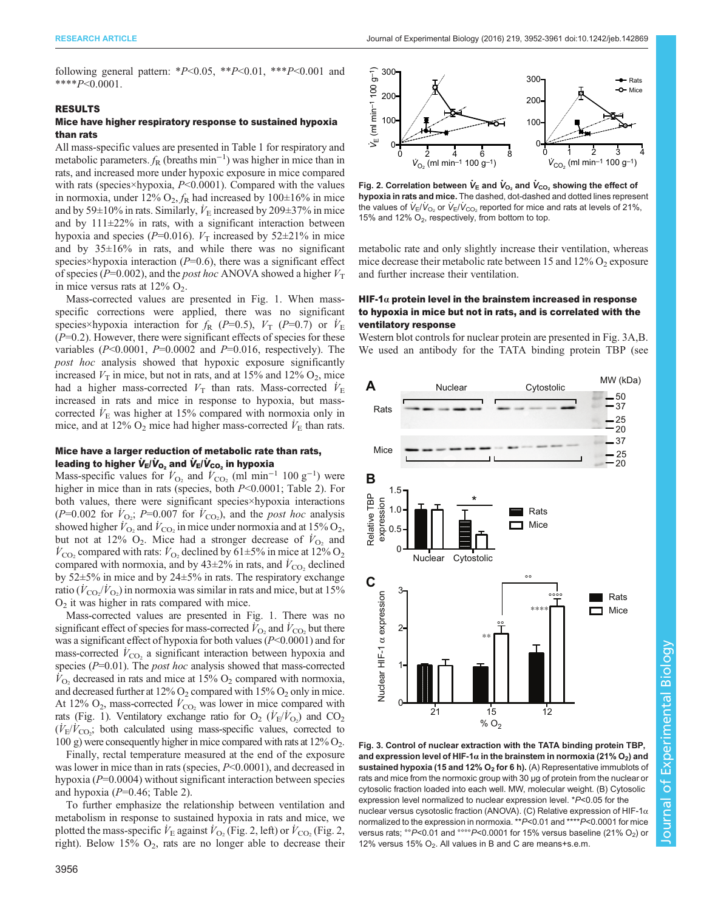following general pattern: *$P$<0.05, **$P$<0.01, ***$P$<0.001 and ****$P$<0.0001.

## RESULTS

### Mice have higher respiratory response to sustained hypoxia than rats

All mass-specific values are presented in Table 1 for respiratory and metabolic parameters. $f_R$ (breaths min$^{-1}$) was higher in mice than in rats, and increased more under hypoxic exposure in mice compared with rats (species×hypoxia, $P$<0.0001). Compared with the values in normoxia, under 12% $O_2$, $f_R$ had increased by 100±16% in mice and by 59±10% in rats. Similarly, $\dot{V}_E$ increased by 209±37% in mice and by 111±22% in rats, with a significant interaction between hypoxia and species ($P$=0.016). $V_T$ increased by 52±21% in mice and by 35±16% in rats, and while there was no significant species×hypoxia interaction ($P$=0.6), there was a significant effect of species ($P$=0.002), and the *post hoc* ANOVA showed a higher $V_T$ in mice versus rats at 12% $O_2$.

Mass-corrected values are presented in Fig. 1. When mass-specific corrections were applied, there was no significant species×hypoxia interaction for $f_R$ ($P$=0.5), $V_T$ ($P$=0.7) or $\dot{V}_E$ ($P$=0.2). However, there were significant effects of species for these variables ($P$<0.0001, $P$=0.0002 and $P$=0.016, respectively). The *post hoc* analysis showed that hypoxic exposure significantly increased $V_T$ in mice, but not in rats, and at 15% and 12% $O_2$, mice had a higher mass-corrected $V_T$ than rats. Mass-corrected $\dot{V}_E$ increased in rats and mice in response to hypoxia, but mass-corrected $\dot{V}_E$ was higher at 15% compared with normoxia only in mice, and at 12% $O_2$ mice had higher mass-corrected $\dot{V}_E$ than rats.

### Mice have a larger reduction of metabolic rate than rats, leading to higher $\dot{V}_E/\dot{V}_{O_2}$ and $\dot{V}_E/\dot{V}_{CO_2}$ in hypoxia

Mass-specific values for $\dot{V}_{O_2}$ and $\dot{V}_{CO_2}$ (ml min$^{-1}$ 100 g$^{-1}$) were higher in mice than in rats (species, both $P$<0.0001; Table 2). For both values, there were significant species×hypoxia interactions ($P$=0.002 for $\dot{V}_{O_2}$; $P$=0.007 for $\dot{V}_{CO_2}$), and the *post hoc* analysis showed higher $\dot{V}_{O_2}$ and $\dot{V}_{CO_2}$ in mice under normoxia and at 15% $O_2$, but not at 12% $O_2$. Mice had a stronger decrease of $\dot{V}_{O_2}$ and $\dot{V}_{CO_2}$ compared with rats: $\dot{V}_{O_2}$ declined by 61±5% in mice at 12% $O_2$ compared with normoxia, and by 43±2% in rats, and $\dot{V}_{CO_2}$ declined by 52±5% in mice and by 24±5% in rats. The respiratory exchange ratio ($\dot{V}_{CO_2}/\dot{V}_{O_2}$) in normoxia was similar in rats and mice, but at 15% $O_2$ it was higher in rats compared with mice.

Mass-corrected values are presented in Fig. 1. There was no significant effect of species for mass-corrected $\dot{V}_{O_2}$ and $\dot{V}_{CO_2}$ but there was a significant effect of hypoxia for both values ($P$<0.0001) and for mass-corrected $\dot{V}_{CO_2}$ a significant interaction between hypoxia and species ($P$=0.01). The *post hoc* analysis showed that mass-corrected $\dot{V}_{O_2}$ decreased in rats and mice at 15% $O_2$ compared with normoxia, and decreased further at 12% $O_2$ compared with 15% $O_2$ only in mice. At 12% $O_2$, mass-corrected $\dot{V}_{CO_2}$ was lower in mice compared with rats (Fig. 1). Ventilatory exchange ratio for $O_2$ ($\dot{V}_E/\dot{V}_{O_2}$) and $CO_2$ ($\dot{V}_E/\dot{V}_{CO_2}$; both calculated using mass-specific values, corrected to 100 g) were consequently higher in mice compared with rats at 12% $O_2$.

Finally, rectal temperature measured at the end of the exposure was lower in mice than in rats (species, $P$<0.0001), and decreased in hypoxia ($P$=0.0004) without significant interaction between species and hypoxia ($P$=0.46; Table 2).

To further emphasize the relationship between ventilation and metabolism in response to sustained hypoxia in rats and mice, we plotted the mass-specific $\dot{V}_E$ against $\dot{V}_{O_2}$ (Fig. 2, left) or $\dot{V}_{CO_2}$ (Fig. 2, right). Below 15% $O_2$, rats are no longer able to decrease their metabolic rate and only slightly increase their ventilation, whereas mice decrease their metabolic rate between 15 and 12% $O_2$ exposure and further increase their ventilation.

**Fig. 2. Correlation between $\dot{V}_E$ and $\dot{V}_{O_2}$ and $\dot{V}_{CO_2}$ showing the effect of hypoxia in rats and mice.** The dashed, dot-dashed and dotted lines represent the values of $\dot{V}_E/\dot{V}_{O_2}$ or $\dot{V}_E/\dot{V}_{CO_2}$ reported for mice and rats at levels of 21%, 15% and 12% $O_2$, respectively, from bottom to top.

### HIF-1α protein level in the brainstem increased in response to hypoxia in mice but not in rats, and is correlated with the ventilatory response

Western blot controls for nuclear protein are presented in Fig. 3A,B. We used an antibody for the TATA binding protein TBP (see

**Fig. 3. Control of nuclear extraction with the TATA binding protein TBP, and expression level of HIF-1α in the brainstem in normoxia (21% $O_2$) and sustained hypoxia (15 and 12% $O_2$ for 6 h).** (A) Representative immublots of rats and mice from the normoxic group with 30 µg of protein from the nuclear or cytosolic fraction loaded into each well. MW, molecular weight. (B) Cytosolic expression level normalized to nuclear expression level. *$P$<0.05 for the nuclear versus cysotolic fraction (ANOVA). (C) Relative expression of HIF-1α normalized to the expression in normoxia. **$P$<0.01 and ****$P$<0.0001 for mice versus rats; °°$P$<0.01 and °°°°$P$<0.0001 for 15% versus baseline (21% $O_2$) or 12% versus 15% $O_2$. All values in B and C are means+s.e.m.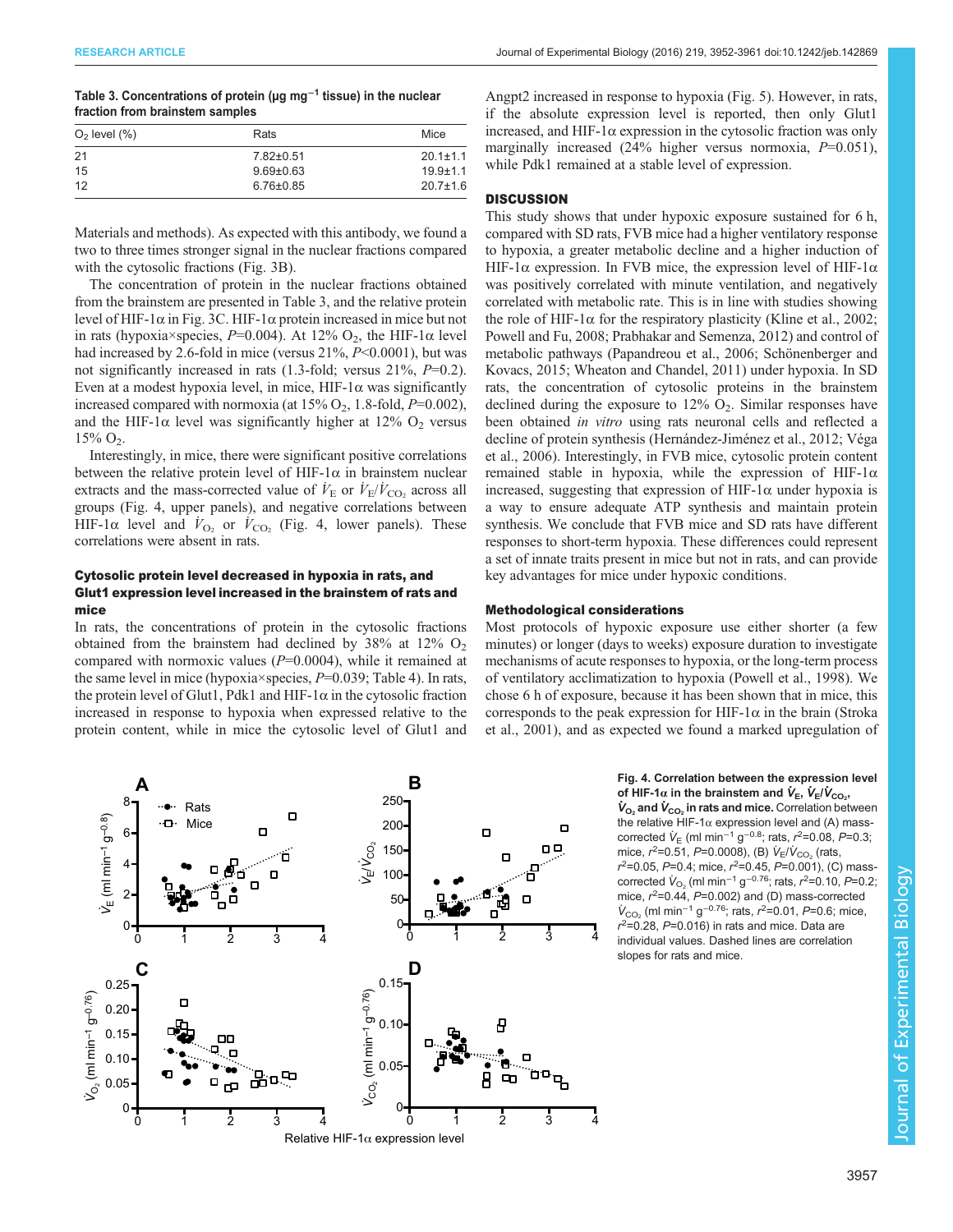**Table 3. Concentrations of protein (μg mg$^{-1}$ tissue) in the nuclear fraction from brainstem samples**

| $O_2$ level (%) | Rats | Mice |
|---|---|---|
| 21 | 7.82±0.51 | 20.1±1.1 |
| 15 | 9.69±0.63 | 19.9±1.1 |
| 12 | 6.76±0.85 | 20.7±1.6 |

Materials and methods). As expected with this antibody, we found a two to three times stronger signal in the nuclear fractions compared with the cytosolic fractions (Fig. 3B).

The concentration of protein in the nuclear fractions obtained from the brainstem are presented in Table 3, and the relative protein level of HIF-1α in Fig. 3C. HIF-1α protein increased in mice but not in rats (hypoxia×species, $P$=0.004). At 12% $O_2$, the HIF-1α level had increased by 2.6-fold in mice (versus 21%, $P$<0.0001), but was not significantly increased in rats (1.3-fold; versus 21%, $P$=0.2). Even at a modest hypoxia level, in mice, HIF-1α was significantly increased compared with normoxia (at 15% $O_2$, 1.8-fold, $P$=0.002), and the HIF-1α level was significantly higher at 12% $O_2$ versus 15% $O_2$.

Interestingly, in mice, there were significant positive correlations between the relative protein level of HIF-1α in brainstem nuclear extracts and the mass-corrected value of $\dot{V}_E$ or $\dot{V}_E/\dot{V}_{CO_2}$ across all groups (Fig. 4, upper panels), and negative correlations between HIF-1α level and $\dot{V}_{O_2}$ or $\dot{V}_{CO_2}$ (Fig. 4, lower panels). These correlations were absent in rats.

### Cytosolic protein level decreased in hypoxia in rats, and Glut1 expression level increased in the brainstem of rats and mice

In rats, the concentrations of protein in the cytosolic fractions obtained from the brainstem had declined by 38% at 12% $O_2$ compared with normoxic values ($P$=0.0004), while it remained at the same level in mice (hypoxia×species, $P$=0.039; Table 4). In rats, the protein level of Glut1, Pdk1 and HIF-1α in the cytosolic fraction increased in response to hypoxia when expressed relative to the protein content, while in mice the cytosolic level of Glut1 and Angpt2 increased in response to hypoxia (Fig. 5). However, in rats, if the absolute expression level is reported, then only Glut1 increased, and HIF-1α expression in the cytosolic fraction was only marginally increased (24% higher versus normoxia, $P$=0.051), while Pdk1 remained at a stable level of expression.

## DISCUSSION

This study shows that under hypoxic exposure sustained for 6 h, compared with SD rats, FVB mice had a higher ventilatory response to hypoxia, a greater metabolic decline and a higher induction of HIF-1α expression. In FVB mice, the expression level of HIF-1α was positively correlated with minute ventilation, and negatively correlated with metabolic rate. This is in line with studies showing the role of HIF-1α for the respiratory plasticity (Kline et al., 2002; Powell and Fu, 2008; Prabhakar and Semenza, 2012) and control of metabolic pathways (Papandreou et al., 2006; Schönenberger and Kovacs, 2015; Wheaton and Chandel, 2011) under hypoxia. In SD rats, the concentration of cytosolic proteins in the brainstem declined during the exposure to 12% $O_2$. Similar responses have been obtained *in vitro* using rats neuronal cells and reflected a decline of protein synthesis (Hernández-Jiménez et al., 2012; Véga et al., 2006). Interestingly, in FVB mice, cytosolic protein content remained stable in hypoxia, while the expression of HIF-1α increased, suggesting that expression of HIF-1α under hypoxia is a way to ensure adequate ATP synthesis and maintain protein synthesis. We conclude that FVB mice and SD rats have different responses to short-term hypoxia. These differences could represent a set of innate traits present in mice but not in rats, and can provide key advantages for mice under hypoxic conditions.

### Methodological considerations

Most protocols of hypoxic exposure use either shorter (a few minutes) or longer (days to weeks) exposure duration to investigate mechanisms of acute responses to hypoxia, or the long-term process of ventilatory acclimatization to hypoxia (Powell et al., 1998). We chose 6 h of exposure, because it has been shown that in mice, this corresponds to the peak expression for HIF-1α in the brain (Stroka et al., 2001), and as expected we found a marked upregulation of

**Fig. 4. Correlation between the expression level of HIF-1α in the brainstem and $\dot{V}_E$, $\dot{V}_E/\dot{V}_{CO_2}$, $\dot{V}_{O_2}$ and $\dot{V}_{CO_2}$ in rats and mice.** Correlation between the relative HIF-1α expression level and (A) mass-corrected $\dot{V}_E$ (ml min$^{-1}$ g$^{-0.8}$; rats, $r^2$=0.08, $P$=0.3; mice, $r^2$=0.51, $P$=0.0008), (B) $\dot{V}_E/\dot{V}_{CO_2}$ (rats, $r^2$=0.05, $P$=0.4; mice, $r^2$=0.45, $P$=0.001), (C) mass-corrected $\dot{V}_{O_2}$ (ml min$^{-1}$ g$^{-0.76}$; rats, $r^2$=0.10, $P$=0.2; mice, $r^2$=0.44, $P$=0.002) and (D) mass-corrected $\dot{V}_{CO_2}$ (ml min$^{-1}$ g$^{-0.76}$; rats, $r^2$=0.01, $P$=0.6; mice, $r^2$=0.28, $P$=0.016) in rats and mice. Data are individual values. Dashed lines are correlation slopes for rats and mice.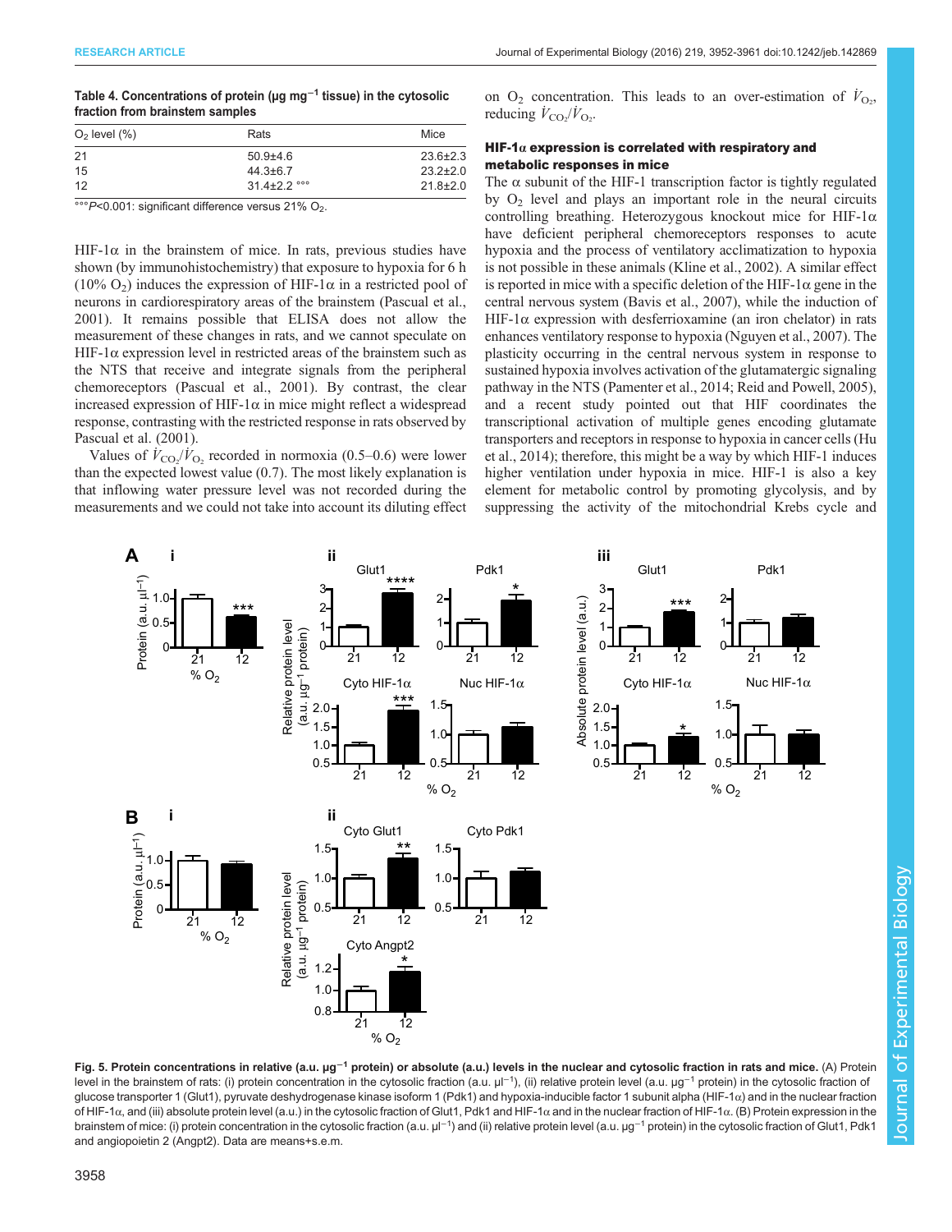**Table 4. Concentrations of protein (µg mg$^{-1}$ tissue) in the cytosolic fraction from brainstem samples**

| $O_2$ level (%) | Rats | Mice |
|---|---|---|
| 21 | 50.9±4.6 | 23.6±2.3 |
| 15 | 44.3±6.7 | 23.2±2.0 |
| 12 | 31.4±2.2 °°° | 21.8±2.0 |

°°°$P$<0.001: significant difference versus 21% $O_2$.

HIF-1α in the brainstem of mice. In rats, previous studies have shown (by immunohistochemistry) that exposure to hypoxia for 6 h (10% $O_2$) induces the expression of HIF-1α in a restricted pool of neurons in cardiorespiratory areas of the brainstem (Pascual et al., 2001). It remains possible that ELISA does not allow the measurement of these changes in rats, and we cannot speculate on HIF-1α expression level in restricted areas of the brainstem such as the NTS that receive and integrate signals from the peripheral chemoreceptors (Pascual et al., 2001). By contrast, the clear increased expression of HIF-1α in mice might reflect a widespread response, contrasting with the restricted response in rats observed by Pascual et al. (2001).

Values of $\dot{V}_{CO_2}/\dot{V}_{O_2}$ recorded in normoxia (0.5–0.6) were lower than the expected lowest value (0.7). The most likely explanation is that inflowing water pressure level was not recorded during the measurements and we could not take into account its diluting effect on $O_2$ concentration. This leads to an over-estimation of $\dot{V}_{O_2}$, reducing $\dot{V}_{CO_2}/\dot{V}_{O_2}$.

### HIF-1α expression is correlated with respiratory and metabolic responses in mice

The α subunit of the HIF-1 transcription factor is tightly regulated by $O_2$ level and plays an important role in the neural circuits controlling breathing. Heterozygous knockout mice for HIF-1α have deficient peripheral chemoreceptors responses to acute hypoxia and the process of ventilatory acclimatization to hypoxia is not possible in these animals (Kline et al., 2002). A similar effect is reported in mice with a specific deletion of the HIF-1α gene in the central nervous system (Bavis et al., 2007), while the induction of HIF-1α expression with desferrioxamine (an iron chelator) in rats enhances ventilatory response to hypoxia (Nguyen et al., 2007). The plasticity occurring in the central nervous system in response to sustained hypoxia involves activation of the glutamatergic signaling pathway in the NTS (Pamenter et al., 2014; Reid and Powell, 2005), and a recent study pointed out that HIF coordinates the transcriptional activation of multiple genes encoding glutamate transporters and receptors in response to hypoxia in cancer cells (Hu et al., 2014); therefore, this might be a way by which HIF-1 induces higher ventilation under hypoxia in mice. HIF-1 is also a key element for metabolic control by promoting glycolysis, and by suppressing the activity of the mitochondrial Krebs cycle and

**Fig. 5. Protein concentrations in relative (a.u. µg$^{-1}$ protein) or absolute (a.u.) levels in the nuclear and cytosolic fraction in rats and mice.** (A) Protein level in the brainstem of rats: (i) protein concentration in the cytosolic fraction (a.u. µl$^{-1}$), (ii) relative protein level (a.u. µg$^{-1}$ protein) in the cytosolic fraction of glucose transporter 1 (Glut1), pyruvate deshydrogenase kinase isoform 1 (Pdk1) and hypoxia-inducible factor 1 subunit alpha (HIF-1α) and in the nuclear fraction of HIF-1α, and (iii) absolute protein level (a.u.) in the cytosolic fraction of Glut1, Pdk1 and HIF-1α and in the nuclear fraction of HIF-1α. (B) Protein expression in the brainstem of mice: (i) protein concentration in the cytosolic fraction (a.u. µl$^{-1}$) and (ii) relative protein level (a.u. µg$^{-1}$ protein) in the cytosolic fraction of Glut1, Pdk1 and angiopoietin 2 (Angpt2). Data are means+s.e.m.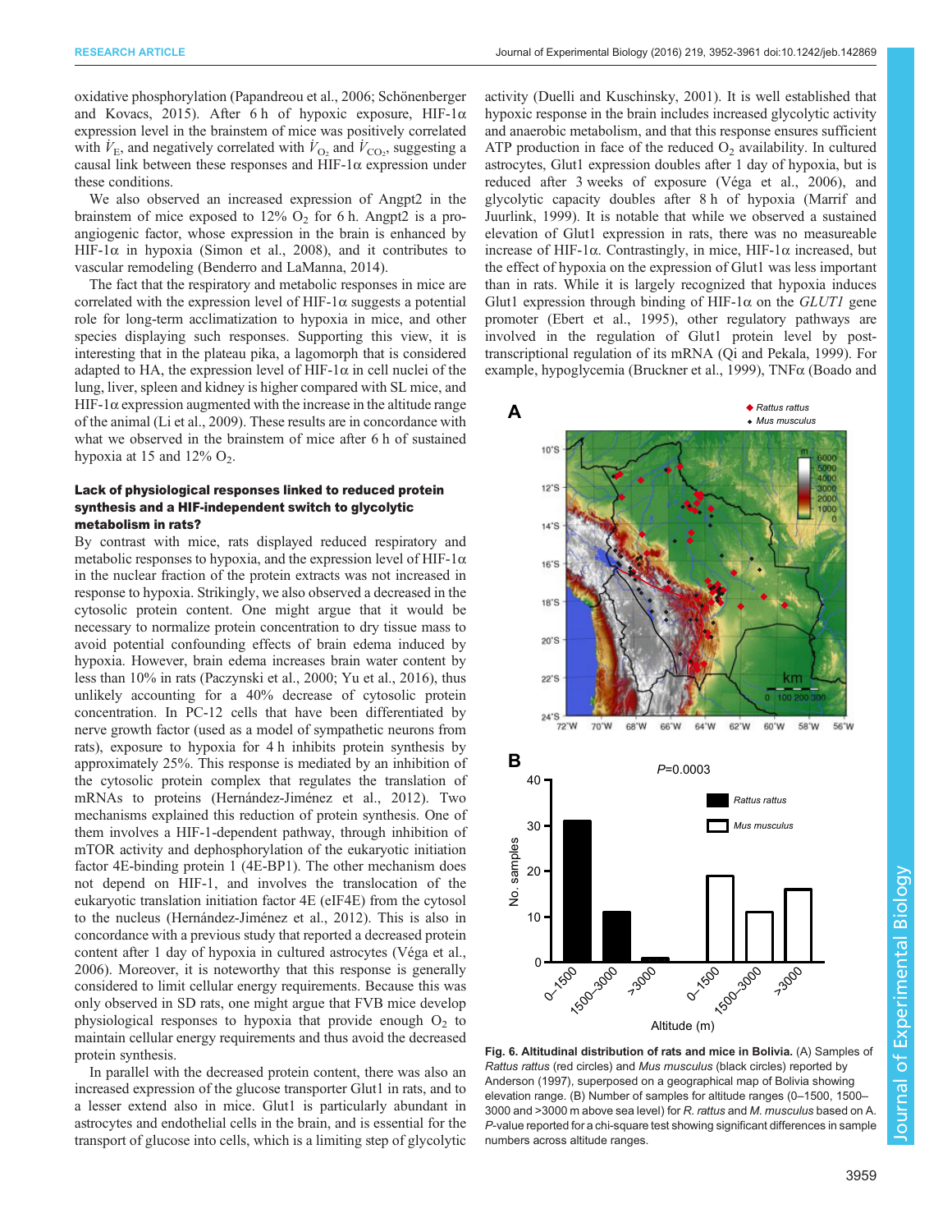oxidative phosphorylation (Papandreou et al., 2006; Schönenberger and Kovacs, 2015). After 6 h of hypoxic exposure, HIF-1α expression level in the brainstem of mice was positively correlated with $\dot{V}_E$, and negatively correlated with $\dot{V}_{O_2}$ and $\dot{V}_{CO_2}$, suggesting a causal link between these responses and HIF-1α expression under these conditions.

We also observed an increased expression of Angpt2 in the brainstem of mice exposed to 12% $O_2$ for 6 h. Angpt2 is a pro-angiogenic factor, whose expression in the brain is enhanced by HIF-1α in hypoxia (Simon et al., 2008), and it contributes to vascular remodeling (Benderro and LaManna, 2014).

The fact that the respiratory and metabolic responses in mice are correlated with the expression level of HIF-1α suggests a potential role for long-term acclimatization to hypoxia in mice, and other species displaying such responses. Supporting this view, it is interesting that in the plateau pika, a lagomorph that is considered adapted to HA, the expression level of HIF-1α in cell nuclei of the lung, liver, spleen and kidney is higher compared with SL mice, and HIF-1α expression augmented with the increase in the altitude range of the animal (Li et al., 2009). These results are in concordance with what we observed in the brainstem of mice after 6 h of sustained hypoxia at 15 and 12% $O_2$.

### Lack of physiological responses linked to reduced protein synthesis and a HIF-independent switch to glycolytic metabolism in rats?

By contrast with mice, rats displayed reduced respiratory and metabolic responses to hypoxia, and the expression level of HIF-1α in the nuclear fraction of the protein extracts was not increased in response to hypoxia. Strikingly, we also observed a decreased in the cytosolic protein content. One might argue that it would be necessary to normalize protein concentration to dry tissue mass to avoid potential confounding effects of brain edema induced by hypoxia. However, brain edema increases brain water content by less than 10% in rats (Paczynski et al., 2000; Yu et al., 2016), thus unlikely accounting for a 40% decrease of cytosolic protein concentration. In PC-12 cells that have been differentiated by nerve growth factor (used as a model of sympathetic neurons from rats), exposure to hypoxia for 4 h inhibits protein synthesis by approximately 25%. This response is mediated by an inhibition of the cytosolic protein complex that regulates the translation of mRNAs to proteins (Hernández-Jiménez et al., 2012). Two mechanisms explained this reduction of protein synthesis. One of them involves a HIF-1-dependent pathway, through inhibition of mTOR activity and dephosphorylation of the eukaryotic initiation factor 4E-binding protein 1 (4E-BP1). The other mechanism does not depend on HIF-1, and involves the translocation of the eukaryotic translation initiation factor 4E (eIF4E) from the cytosol to the nucleus (Hernández-Jiménez et al., 2012). This is also in concordance with a previous study that reported a decreased protein content after 1 day of hypoxia in cultured astrocytes (Véga et al., 2006). Moreover, it is noteworthy that this response is generally considered to limit cellular energy requirements. Because this was only observed in SD rats, one might argue that FVB mice develop physiological responses to hypoxia that provide enough $O_2$ to maintain cellular energy requirements and thus avoid the decreased protein synthesis.

In parallel with the decreased protein content, there was also an increased expression of the glucose transporter Glut1 in rats, and to a lesser extent also in mice. Glut1 is particularly abundant in astrocytes and endothelial cells in the brain, and is essential for the transport of glucose into cells, which is a limiting step of glycolytic activity (Duelli and Kuschinsky, 2001). It is well established that hypoxic response in the brain includes increased glycolytic activity and anaerobic metabolism, and that this response ensures sufficient ATP production in face of the reduced $O_2$ availability. In cultured astrocytes, Glut1 expression doubles after 1 day of hypoxia, but is reduced after 3 weeks of exposure (Véga et al., 2006), and glycolytic capacity doubles after 8 h of hypoxia (Marrif and Juurlink, 1999). It is notable that while we observed a sustained elevation of Glut1 expression in rats, there was no measureable increase of HIF-1α. Contrastingly, in mice, HIF-1α increased, but the effect of hypoxia on the expression of Glut1 was less important than in rats. While it is largely recognized that hypoxia induces Glut1 expression through binding of HIF-1α on the *GLUT1* gene promoter (Ebert et al., 1995), other regulatory pathways are involved in the regulation of Glut1 protein level by post-transcriptional regulation of its mRNA (Qi and Pekala, 1999). For example, hypoglycemia (Bruckner et al., 1999), TNFα (Boado and

**Fig. 6. Altitudinal distribution of rats and mice in Bolivia.** (A) Samples of *Rattus rattus* (red circles) and *Mus musculus* (black circles) reported by Anderson (1997), superposed on a geographical map of Bolivia showing elevation range. (B) Number of samples for altitude ranges (0–1500, 1500–3000 and >3000 m above sea level) for *R. rattus* and *M. musculus* based on A. *P*-value reported for a chi-square test showing significant differences in sample numbers across altitude ranges.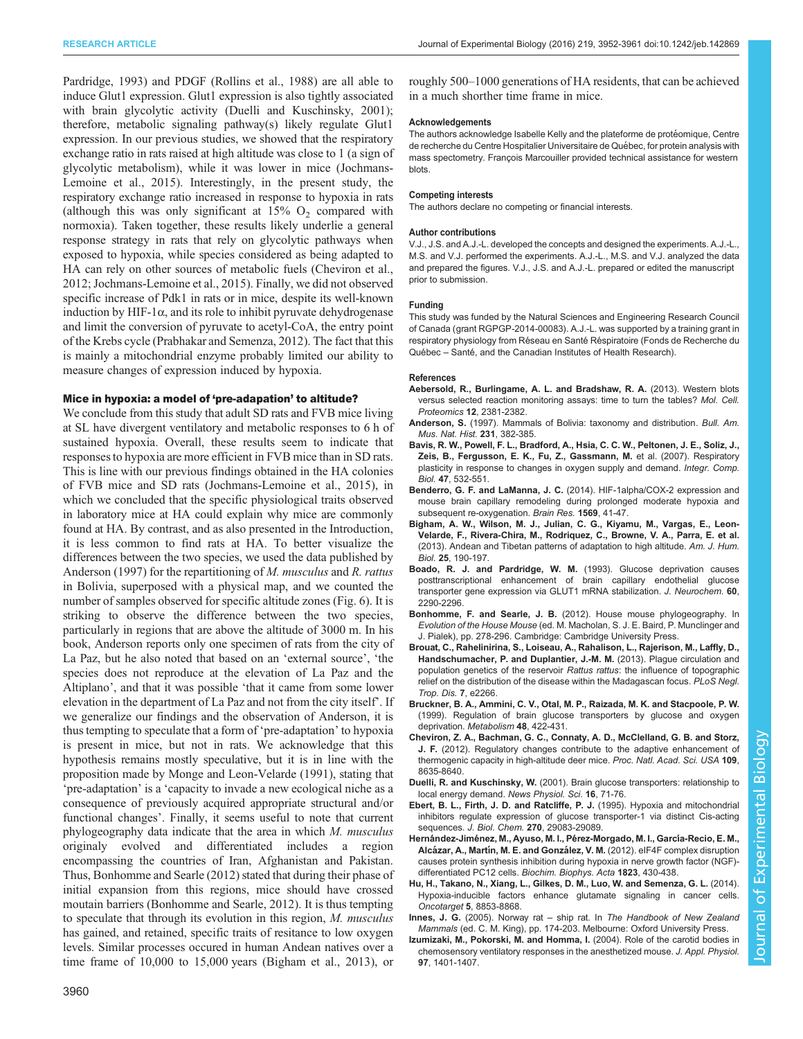Pardridge, 1993) and PDGF (Rollins et al., 1988) are all able to induce Glut1 expression. Glut1 expression is also tightly associated with brain glycolytic activity (Duelli and Kuschinsky, 2001); therefore, metabolic signaling pathway(s) likely regulate Glut1 expression. In our previous studies, we showed that the respiratory exchange ratio in rats raised at high altitude was close to 1 (a sign of glycolytic metabolism), while it was lower in mice (Jochmans-Lemoine et al., 2015). Interestingly, in the present study, the respiratory exchange ratio increased in response to hypoxia in rats (although this was only significant at 15% $O_2$ compared with normoxia). Taken together, these results likely underlie a general response strategy in rats that rely on glycolytic pathways when exposed to hypoxia, while species considered as being adapted to HA can rely on other sources of metabolic fuels (Cheviron et al., 2012; Jochmans-Lemoine et al., 2015). Finally, we did not observed specific increase of Pdk1 in rats or in mice, despite its well-known induction by HIF-1α, and its role to inhibit pyruvate dehydrogenase and limit the conversion of pyruvate to acetyl-CoA, the entry point of the Krebs cycle (Prabhakar and Semenza, 2012). The fact that this is mainly a mitochondrial enzyme probably limited our ability to measure changes of expression induced by hypoxia.

### Mice in hypoxia: a model of 'pre-adapation' to altitude?

We conclude from this study that adult SD rats and FVB mice living at SL have divergent ventilatory and metabolic responses to 6 h of sustained hypoxia. Overall, these results seem to indicate that responses to hypoxia are more efficient in FVB mice than in SD rats. This is line with our previous findings obtained in the HA colonies of FVB mice and SD rats (Jochmans-Lemoine et al., 2015), in which we concluded that the specific physiological traits observed in laboratory mice at HA could explain why mice are commonly found at HA. By contrast, and as also presented in the Introduction, it is less common to find rats at HA. To better visualize the differences between the two species, we used the data published by Anderson (1997) for the repartitioning of *M. musculus* and *R. rattus* in Bolivia, superposed with a physical map, and we counted the number of samples observed for specific altitude zones (Fig. 6). It is striking to observe the difference between the two species, particularly in regions that are above the altitude of 3000 m. In his book, Anderson reports only one specimen of rats from the city of La Paz, but he also noted that based on an 'external source', 'the species does not reproduce at the elevation of La Paz and the Altiplano', and that it was possible 'that it came from some lower elevation in the department of La Paz and not from the city itself'. If we generalize our findings and the observation of Anderson, it is thus tempting to speculate that a form of 'pre-adaptation' to hypoxia is present in mice, but not in rats. We acknowledge that this hypothesis remains mostly speculative, but it is in line with the proposition made by Monge and Leon-Velarde (1991), stating that 'pre-adaptation' is a 'capacity to invade a new ecological niche as a consequence of previously acquired appropriate structural and/or functional changes'. Finally, it seems useful to note that current phylogeography data indicate that the area in which *M. musculus* originaly evolved and differentiated includes a region encompassing the countries of Iran, Afghanistan and Pakistan. Thus, Bonhomme and Searle (2012) stated that during their phase of initial expansion from this regions, mice should have crossed moutain barriers (Bonhomme and Searle, 2012). It is thus tempting to speculate that through its evolution in this region, *M. musculus* has gained, and retained, specific traits of resitance to low oxygen levels. Similar processes occured in human Andean natives over a time frame of 10,000 to 15,000 years (Bigham et al., 2013), or roughly 500–1000 generations of HA residents, that can be achieved in a much shorther time frame in mice.

#### Acknowledgements

The authors acknowledge Isabelle Kelly and the plateforme de protéomique, Centre de recherche du Centre Hospitalier Universitaire de Québec, for protein analysis with mass spectometry. François Marcouiller provided technical assistance for western blots.

#### Competing interests

The authors declare no competing or financial interests.

#### Author contributions

V.J., J.S. and A.J.-L. developed the concepts and designed the experiments. A.J.-L., M.S. and V.J. performed the experiments. A.J.-L., M.S. and V.J. analyzed the data and prepared the figures. V.J., J.S. and A.J.-L. prepared or edited the manuscript prior to submission.

#### Funding

This study was funded by the Natural Sciences and Engineering Research Council of Canada (grant RGPGP-2014-00083). A.J.-L. was supported by a training grant in respiratory physiology from Réseau en Santé Réspiratoire (Fonds de Recherche du Québec – Santé, and the Canadian Institutes of Health Research).

#### References

**Aebersold, R., Burlingame, A. L. and Bradshaw, R. A.** (2013). Western blots versus selected reaction monitoring assays: time to turn the tables? *Mol. Cell. Proteomics* **12**, 2381-2382.

**Anderson, S.** (1997). Mammals of Bolivia: taxonomy and distribution. *Bull. Am. Mus. Nat. Hist.* **231**, 382-385.

**Bavis, R. W., Powell, F. L., Bradford, A., Hsia, C. C. W., Peltonen, J. E., Soliz, J., Zeis, B., Fergusson, E. K., Fu, Z., Gassmann, M.** et al. (2007). Respiratory plasticity in response to changes in oxygen supply and demand. *Integr. Comp. Biol.* **47**, 532-551.

**Benderro, G. F. and LaManna, J. C.** (2014). HIF-1alpha/COX-2 expression and mouse brain capillary remodeling during prolonged moderate hypoxia and subsequent re-oxygenation. *Brain Res.* **1569**, 41-47.

**Bigham, A. W., Wilson, M. J., Julian, C. G., Kiyamu, M., Vargas, E., Leon-Velarde, F., Rivera-Chira, M., Rodriquez, C., Browne, V. A., Parra, E. et al.** (2013). Andean and Tibetan patterns of adaptation to high altitude. *Am. J. Hum. Biol.* **25**, 190-197.

**Boado, R. J. and Pardridge, W. M.** (1993). Glucose deprivation causes posttranscriptional enhancement of brain capillary endothelial glucose transporter gene expression via GLUT1 mRNA stabilization. *J. Neurochem.* **60**, 2290-2296.

**Bonhomme, F. and Searle, J. B.** (2012). House mouse phylogeography. In *Evolution of the House Mouse* (ed. M. Macholan, S. J. E. Baird, P. Munclinger and J. Pialek), pp. 278-296. Cambridge: Cambridge University Press.

**Brouat, C., Rahelinirina, S., Loiseau, A., Rahalison, L., Rajerison, M., Laffly, D., Handschumacher, P. and Duplantier, J.-M. M.** (2013). Plague circulation and population genetics of the reservoir *Rattus rattus*: the influence of topographic relief on the distribution of the disease within the Madagascan focus. *PLoS Negl. Trop. Dis.* **7**, e2266.

**Bruckner, B. A., Ammini, C. V., Otal, M. P., Raizada, M. K. and Stacpoole, P. W.** (1999). Regulation of brain glucose transporters by glucose and oxygen deprivation. *Metabolism* **48**, 422-431.

**Cheviron, Z. A., Bachman, G. C., Connaty, A. D., McClelland, G. B. and Storz, J. F.** (2012). Regulatory changes contribute to the adaptive enhancement of thermogenic capacity in high-altitude deer mice. *Proc. Natl. Acad. Sci. USA* **109**, 8635-8640.

**Duelli, R. and Kuschinsky, W.** (2001). Brain glucose transporters: relationship to local energy demand. *News Physiol. Sci.* **16**, 71-76.

**Ebert, B. L., Firth, J. D. and Ratcliffe, P. J.** (1995). Hypoxia and mitochondrial inhibitors regulate expression of glucose transporter-1 via distinct Cis-acting sequences. *J. Biol. Chem.* **270**, 29083-29089.

**Hernández-Jiménez, M., Ayuso, M. I., Pérez-Morgado, M. I., García-Recio, E. M., Alcázar, A., Martín, M. E. and González, V. M.** (2012). eIF4F complex disruption causes protein synthesis inhibition during hypoxia in nerve growth factor (NGF)-differentiated PC12 cells. *Biochim. Biophys. Acta* **1823**, 430-438.

**Hu, H., Takano, N., Xiang, L., Gilkes, D. M., Luo, W. and Semenza, G. L.** (2014). Hypoxia-inducible factors enhance glutamate signaling in cancer cells. *Oncotarget* **5**, 8853-8868.

**Innes, J. G.** (2005). Norway rat – ship rat. In *The Handbook of New Zealand Mammals* (ed. C. M. King), pp. 174-203. Melbourne: Oxford University Press.

**Izumizaki, M., Pokorski, M. and Homma, I.** (2004). Role of the carotid bodies in chemosensory ventilatory responses in the anesthetized mouse. *J. Appl. Physiol.* **97**, 1401-1407.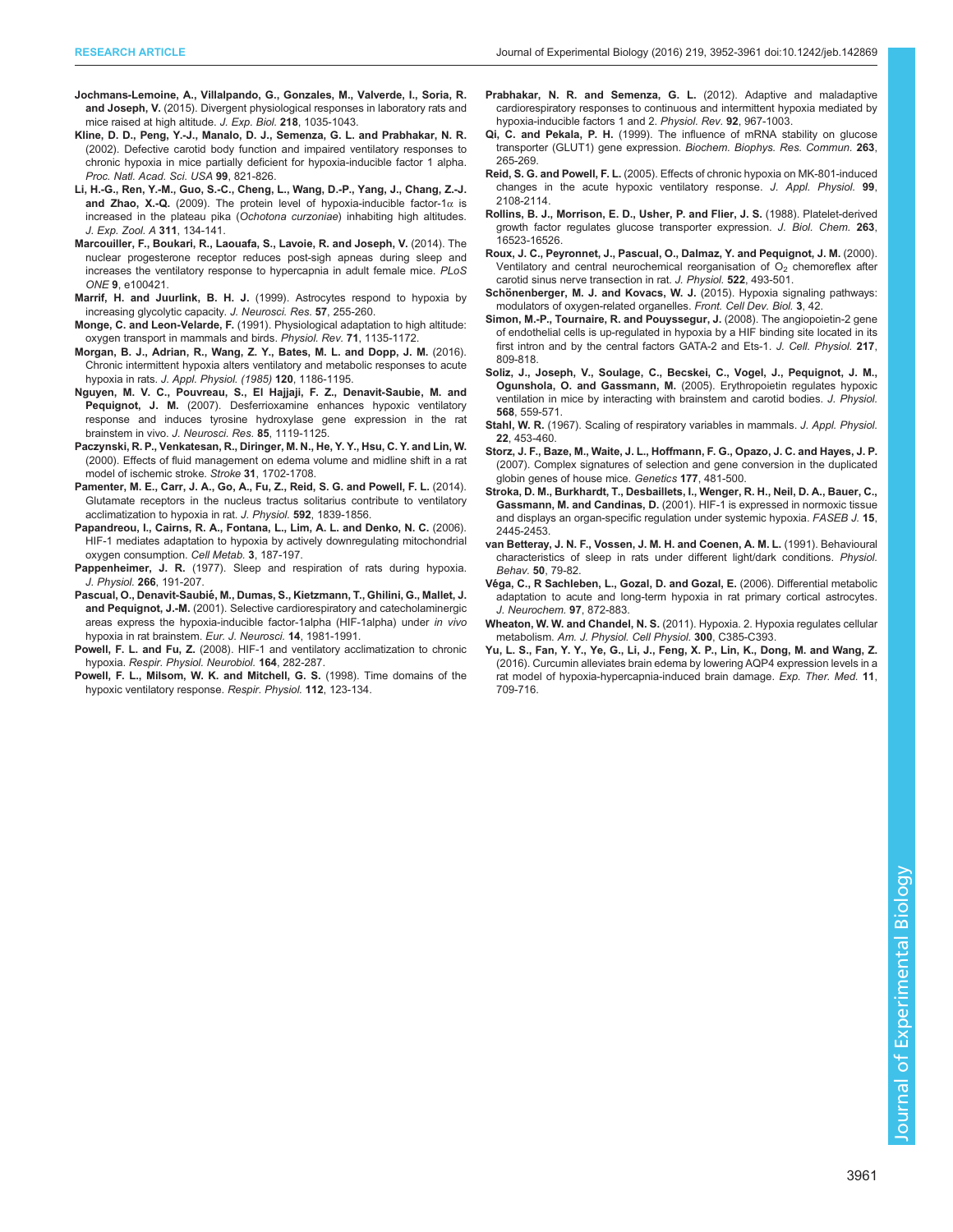**Jochmans-Lemoine, A., Villalpando, G., Gonzales, M., Valverde, I., Soria, R. and Joseph, V.** (2015). Divergent physiological responses in laboratory rats and mice raised at high altitude. *J. Exp. Biol.* **218**, 1035-1043.

**Kline, D. D., Peng, Y.-J., Manalo, D. J., Semenza, G. L. and Prabhakar, N. R.** (2002). Defective carotid body function and impaired ventilatory responses to chronic hypoxia in mice partially deficient for hypoxia-inducible factor 1 alpha. *Proc. Natl. Acad. Sci. USA* **99**, 821-826.

**Li, H.-G., Ren, Y.-M., Guo, S.-C., Cheng, L., Wang, D.-P., Yang, J., Chang, Z.-J. and Zhao, X.-Q.** (2009). The protein level of hypoxia-inducible factor-1α is increased in the plateau pika (*Ochotona curzoniae*) inhabiting high altitudes. *J. Exp. Zool. A* **311**, 134-141.

**Marcouiller, F., Boukari, R., Laouafa, S., Lavoie, R. and Joseph, V.** (2014). The nuclear progesterone receptor reduces post-sigh apneas during sleep and increases the ventilatory response to hypercapnia in adult female mice. *PLoS ONE* **9**, e100421.

**Marrif, H. and Juurlink, B. H. J.** (1999). Astrocytes respond to hypoxia by increasing glycolytic capacity. *J. Neurosci. Res.* **57**, 255-260.

**Monge, C. and Leon-Velarde, F.** (1991). Physiological adaptation to high altitude: oxygen transport in mammals and birds. *Physiol. Rev.* **71**, 1135-1172.

**Morgan, B. J., Adrian, R., Wang, Z. Y., Bates, M. L. and Dopp, J. M.** (2016). Chronic intermittent hypoxia alters ventilatory and metabolic responses to acute hypoxia in rats. *J. Appl. Physiol. (1985)* **120**, 1186-1195.

**Nguyen, M. V. C., Pouvreau, S., El Hajjaji, F. Z., Denavit-Saubie, M. and Pequignot, J. M.** (2007). Desferrioxamine enhances hypoxic ventilatory response and induces tyrosine hydroxylase gene expression in the rat brainstem in vivo. *J. Neurosci. Res.* **85**, 1119-1125.

**Paczynski, R. P., Venkatesan, R., Diringer, M. N., He, Y. Y., Hsu, C. Y. and Lin, W.** (2000). Effects of fluid management on edema volume and midline shift in a rat model of ischemic stroke. *Stroke* **31**, 1702-1708.

**Pamenter, M. E., Carr, J. A., Go, A., Fu, Z., Reid, S. G. and Powell, F. L.** (2014). Glutamate receptors in the nucleus tractus solitarius contribute to ventilatory acclimatization to hypoxia in rat. *J. Physiol.* **592**, 1839-1856.

**Papandreou, I., Cairns, R. A., Fontana, L., Lim, A. L. and Denko, N. C.** (2006). HIF-1 mediates adaptation to hypoxia by actively downregulating mitochondrial oxygen consumption. *Cell Metab.* **3**, 187-197.

**Pappenheimer, J. R.** (1977). Sleep and respiration of rats during hypoxia. *J. Physiol.* **266**, 191-207.

**Pascual, O., Denavit-Saubié, M., Dumas, S., Kietzmann, T., Ghilini, G., Mallet, J. and Pequignot, J.-M.** (2001). Selective cardiorespiratory and catecholaminergic areas express the hypoxia-inducible factor-1alpha (HIF-1alpha) under *in vivo* hypoxia in rat brainstem. *Eur. J. Neurosci.* **14**, 1981-1991.

**Powell, F. L. and Fu, Z.** (2008). HIF-1 and ventilatory acclimatization to chronic hypoxia. *Respir. Physiol. Neurobiol.* **164**, 282-287.

**Powell, F. L., Milsom, W. K. and Mitchell, G. S.** (1998). Time domains of the hypoxic ventilatory response. *Respir. Physiol.* **112**, 123-134.

**Prabhakar, N. R. and Semenza, G. L.** (2012). Adaptive and maladaptive cardiorespiratory responses to continuous and intermittent hypoxia mediated by hypoxia-inducible factors 1 and 2. *Physiol. Rev.* **92**, 967-1003.

**Qi, C. and Pekala, P. H.** (1999). The influence of mRNA stability on glucose transporter (GLUT1) gene expression. *Biochem. Biophys. Res. Commun.* **263**, 265-269.

**Reid, S. G. and Powell, F. L.** (2005). Effects of chronic hypoxia on MK-801-induced changes in the acute hypoxic ventilatory response. *J. Appl. Physiol.* **99**, 2108-2114.

**Rollins, B. J., Morrison, E. D., Usher, P. and Flier, J. S.** (1988). Platelet-derived growth factor regulates glucose transporter expression. *J. Biol. Chem.* **263**, 16523-16526.

**Roux, J. C., Peyronnet, J., Pascual, O., Dalmaz, Y. and Pequignot, J. M.** (2000). Ventilatory and central neurochemical reorganisation of $O_2$ chemoreflex after carotid sinus nerve transection in rat. *J. Physiol.* **522**, 493-501.

**Schönenberger, M. J. and Kovacs, W. J.** (2015). Hypoxia signaling pathways: modulators of oxygen-related organelles. *Front. Cell Dev. Biol.* **3**, 42.

**Simon, M.-P., Tournaire, R. and Pouyssegur, J.** (2008). The angiopoietin-2 gene of endothelial cells is up-regulated in hypoxia by a HIF binding site located in its first intron and by the central factors GATA-2 and Ets-1. *J. Cell. Physiol.* **217**, 809-818.

**Soliz, J., Joseph, V., Soulage, C., Becskei, C., Vogel, J., Pequignot, J. M., Ogunshola, O. and Gassmann, M.** (2005). Erythropoietin regulates hypoxic ventilation in mice by interacting with brainstem and carotid bodies. *J. Physiol.* **568**, 559-571.

**Stahl, W. R.** (1967). Scaling of respiratory variables in mammals. *J. Appl. Physiol.* **22**, 453-460.

**Storz, J. F., Baze, M., Waite, J. L., Hoffmann, F. G., Opazo, J. C. and Hayes, J. P.** (2007). Complex signatures of selection and gene conversion in the duplicated globin genes of house mice. *Genetics* **177**, 481-500.

**Stroka, D. M., Burkhardt, T., Desbaillets, I., Wenger, R. H., Neil, D. A., Bauer, C., Gassmann, M. and Candinas, D.** (2001). HIF-1 is expressed in normoxic tissue and displays an organ-specific regulation under systemic hypoxia. *FASEB J.* **15**, 2445-2453.

**van Betteray, J. N. F., Vossen, J. M. H. and Coenen, A. M. L.** (1991). Behavioural characteristics of sleep in rats under different light/dark conditions. *Physiol. Behav.* **50**, 79-82.

**Véga, C., R Sachleben, L., Gozal, D. and Gozal, E.** (2006). Differential metabolic adaptation to acute and long-term hypoxia in rat primary cortical astrocytes. *J. Neurochem.* **97**, 872-883.

**Wheaton, W. W. and Chandel, N. S.** (2011). Hypoxia. 2. Hypoxia regulates cellular metabolism. *Am. J. Physiol. Cell Physiol.* **300**, C385-C393.

**Yu, L. S., Fan, Y. Y., Ye, G., Li, J., Feng, X. P., Lin, K., Dong, M. and Wang, Z.** (2016). Curcumin alleviates brain edema by lowering AQP4 expression levels in a rat model of hypoxia-hypercapnia-induced brain damage. *Exp. Ther. Med.* **11**, 709-716.